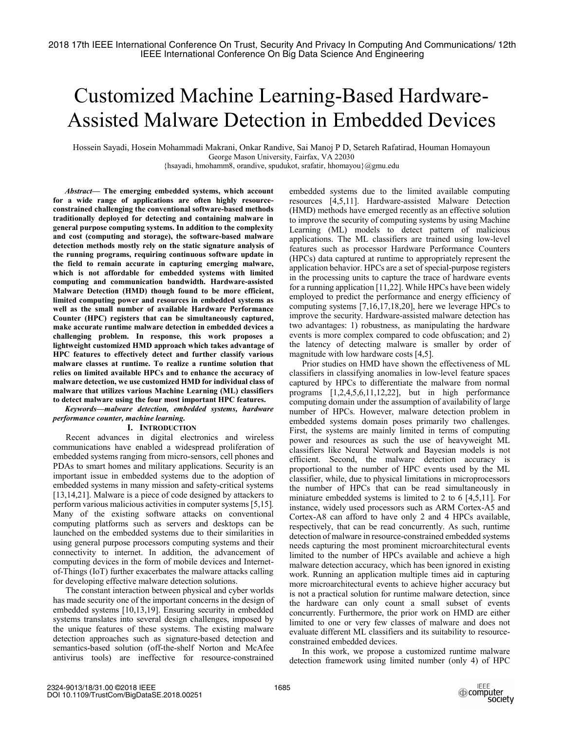# Customized Machine Learning-Based Hardware-Assisted Malware Detection in Embedded Devices

Hossein Sayadi, Hosein Mohammadi Makrani, Onkar Randive, Sai Manoj P D, Setareh Rafatirad, Houman Homayoun
George Mason University, Fairfax, VA 22030
{hsayadi, hmohamm8, orandive, spudukot, srafatir, hhomayou}@gmu.edu

***Abstract*— The emerging embedded systems, which account for a wide range of applications are often highly resource-constrained challenging the conventional software-based methods traditionally deployed for detecting and containing malware in general purpose computing systems. In addition to the complexity and cost (computing and storage), the software-based malware detection methods mostly rely on the static signature analysis of the running programs, requiring continuous software update in the field to remain accurate in capturing emerging malware, which is not affordable for embedded systems with limited computing and communication bandwidth. Hardware-assisted Malware Detection (HMD) though found to be more efficient, limited computing power and resources in embedded systems as well as the small number of available Hardware Performance Counter (HPC) registers that can be simultaneously captured, make accurate runtime malware detection in embedded devices a challenging problem. In response, this work proposes a lightweight customized HMD approach which takes advantage of HPC features to effectively detect and further classify various malware classes at runtime. To realize a runtime solution that relies on limited available HPCs and to enhance the accuracy of malware detection, we use customized HMD for individual class of malware that utilizes various Machine Learning (ML) classifiers to detect malware using the four most important HPC features.**

***Keywords—malware detection, embedded systems, hardware performance counter, machine learning.***

## I. Introduction

Recent advances in digital electronics and wireless communications have enabled a widespread proliferation of embedded systems ranging from micro-sensors, cell phones and PDAs to smart homes and military applications. Security is an important issue in embedded systems due to the adoption of embedded systems in many mission and safety-critical systems [13,14,21]. Malware is a piece of code designed by attackers to perform various malicious activities in computer systems [5,15]. Many of the existing software attacks on conventional computing platforms such as servers and desktops can be launched on the embedded systems due to their similarities in using general purpose processors computing systems and their connectivity to internet. In addition, the advancement of computing devices in the form of mobile devices and Internet-of-Things (IoT) further exacerbates the malware attacks calling for developing effective malware detection solutions.

The constant interaction between physical and cyber worlds has made security one of the important concerns in the design of embedded systems [10,13,19]. Ensuring security in embedded systems translates into several design challenges, imposed by the unique features of these systems. The existing malware detection approaches such as signature-based detection and semantics-based solution (off-the-shelf Norton and McAfee antivirus tools) are ineffective for resource-constrained embedded systems due to the limited available computing resources [4,5,11]. Hardware-assisted Malware Detection (HMD) methods have emerged recently as an effective solution to improve the security of computing systems by using Machine Learning (ML) models to detect pattern of malicious applications. The ML classifiers are trained using low-level features such as processor Hardware Performance Counters (HPCs) data captured at runtime to appropriately represent the application behavior. HPCs are a set of special-purpose registers in the processing units to capture the trace of hardware events for a running application [11,22]. While HPCs have been widely employed to predict the performance and energy efficiency of computing systems [7,16,17,18,20], here we leverage HPCs to improve the security. Hardware-assisted malware detection has two advantages: 1) robustness, as manipulating the hardware events is more complex compared to code obfuscation; and 2) the latency of detecting malware is smaller by order of magnitude with low hardware costs [4,5].

Prior studies on HMD have shown the effectiveness of ML classifiers in classifying anomalies in low-level feature spaces captured by HPCs to differentiate the malware from normal programs [1,2,4,5,6,11,12,22], but in high performance computing domain under the assumption of availability of large number of HPCs. However, malware detection problem in embedded systems domain poses primarily two challenges. First, the systems are mainly limited in terms of computing power and resources as such the use of heavyweight ML classifiers like Neural Network and Bayesian models is not efficient. Second, the malware detection accuracy is proportional to the number of HPC events used by the ML classifier, while, due to physical limitations in microprocessors the number of HPCs that can be read simultaneously in miniature embedded systems is limited to 2 to 6 [4,5,11]. For instance, widely used processors such as ARM Cortex-A5 and Cortex-A8 can afford to have only 2 and 4 HPCs available, respectively, that can be read concurrently. As such, runtime detection of malware in resource-constrained embedded systems needs capturing the most prominent microarchitectural events limited to the number of HPCs available and achieve a high malware detection accuracy, which has been ignored in existing work. Running an application multiple times aid in capturing more microarchitectural events to achieve higher accuracy but is not a practical solution for runtime malware detection, since the hardware can only count a small subset of events concurrently. Furthermore, the prior work on HMD are either limited to one or very few classes of malware and does not evaluate different ML classifiers and its suitability to resource-constrained embedded devices.

In this work, we propose a customized runtime malware detection framework using limited number (only 4) of HPC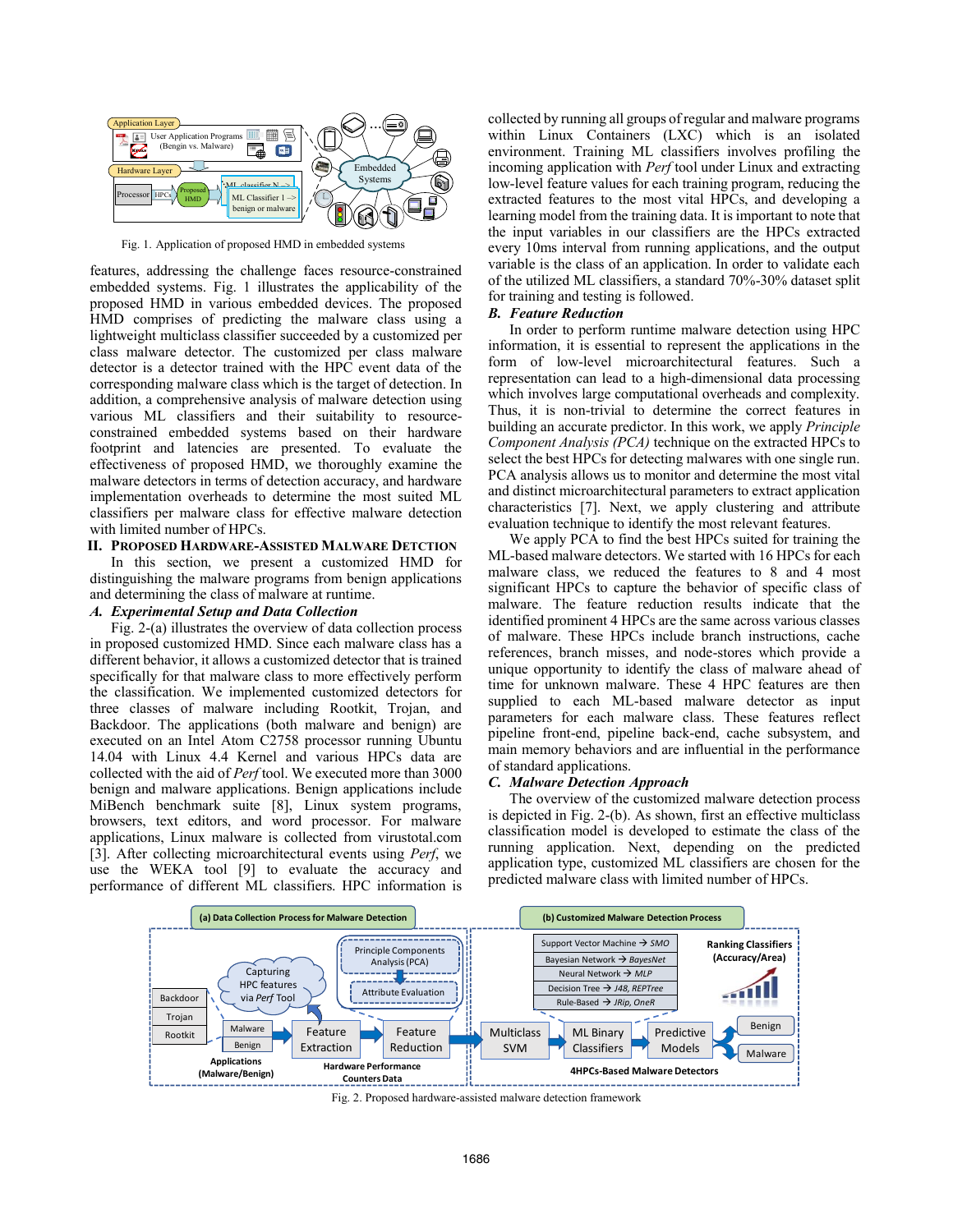Fig. 1. Application of proposed HMD in embedded systems

features, addressing the challenge faces resource-constrained embedded systems. Fig. 1 illustrates the applicability of the proposed HMD in various embedded devices. The proposed HMD comprises of predicting the malware class using a lightweight multiclass classifier succeeded by a customized per class malware detector. The customized per class malware detector is a detector trained with the HPC event data of the corresponding malware class which is the target of detection. In addition, a comprehensive analysis of malware detection using various ML classifiers and their suitability to resource-constrained embedded systems based on their hardware footprint and latencies are presented. To evaluate the effectiveness of proposed HMD, we thoroughly examine the malware detectors in terms of detection accuracy, and hardware implementation overheads to determine the most suited ML classifiers per malware class for effective malware detection with limited number of HPCs.

## II. Proposed Hardware-Assisted Malware Detection

In this section, we present a customized HMD for distinguishing the malware programs from benign applications and determining the class of malware at runtime.

### A. Experimental Setup and Data Collection

Fig. 2-(a) illustrates the overview of data collection process in proposed customized HMD. Since each malware class has a different behavior, it allows a customized detector that is trained specifically for that malware class to more effectively perform the classification. We implemented customized detectors for three classes of malware including Rootkit, Trojan, and Backdoor. The applications (both malware and benign) are executed on an Intel Atom C2758 processor running Ubuntu 14.04 with Linux 4.4 Kernel and various HPCs data are collected with the aid of *Perf* tool. We executed more than 3000 benign and malware applications. Benign applications include MiBench benchmark suite [8], Linux system programs, browsers, text editors, and word processor. For malware applications, Linux malware is collected from virustotal.com [3]. After collecting microarchitectural events using *Perf*, we use the WEKA tool [9] to evaluate the accuracy and performance of different ML classifiers. HPC information is collected by running all groups of regular and malware programs within Linux Containers (LXC) which is an isolated environment. Training ML classifiers involves profiling the incoming application with *Perf* tool under Linux and extracting low-level feature values for each training program, reducing the extracted features to the most vital HPCs, and developing a learning model from the training data. It is important to note that the input variables in our classifiers are the HPCs extracted every 10ms interval from running applications, and the output variable is the class of an application. In order to validate each of the utilized ML classifiers, a standard 70%-30% dataset split for training and testing is followed.

### B. Feature Reduction

In order to perform runtime malware detection using HPC information, it is essential to represent the applications in the form of low-level microarchitectural features. Such a representation can lead to a high-dimensional data processing which involves large computational overheads and complexity. Thus, it is non-trivial to determine the correct features in building an accurate predictor. In this work, we apply *Principle Component Analysis (PCA)* technique on the extracted HPCs to select the best HPCs for detecting malwares with one single run. PCA analysis allows us to monitor and determine the most vital and distinct microarchitectural parameters to extract application characteristics [7]. Next, we apply clustering and attribute evaluation technique to identify the most relevant features.

We apply PCA to find the best HPCs suited for training the ML-based malware detectors. We started with 16 HPCs for each malware class, we reduced the features to 8 and 4 most significant HPCs to capture the behavior of specific class of malware. The feature reduction results indicate that the identified prominent 4 HPCs are the same across various classes of malware. These HPCs include branch instructions, cache references, branch misses, and node-stores which provide a unique opportunity to identify the class of malware ahead of time for unknown malware. These 4 HPC features are then supplied to each ML-based malware detector as input parameters for each malware class. These features reflect pipeline front-end, pipeline back-end, cache subsystem, and main memory behaviors and are influential in the performance of standard applications.

### C. Malware Detection Approach

The overview of the customized malware detection process is depicted in Fig. 2-(b). As shown, first an effective multiclass classification model is developed to estimate the class of the running application. Next, depending on the predicted application type, customized ML classifiers are chosen for the predicted malware class with limited number of HPCs.

Fig. 2. Proposed hardware-assisted malware detection framework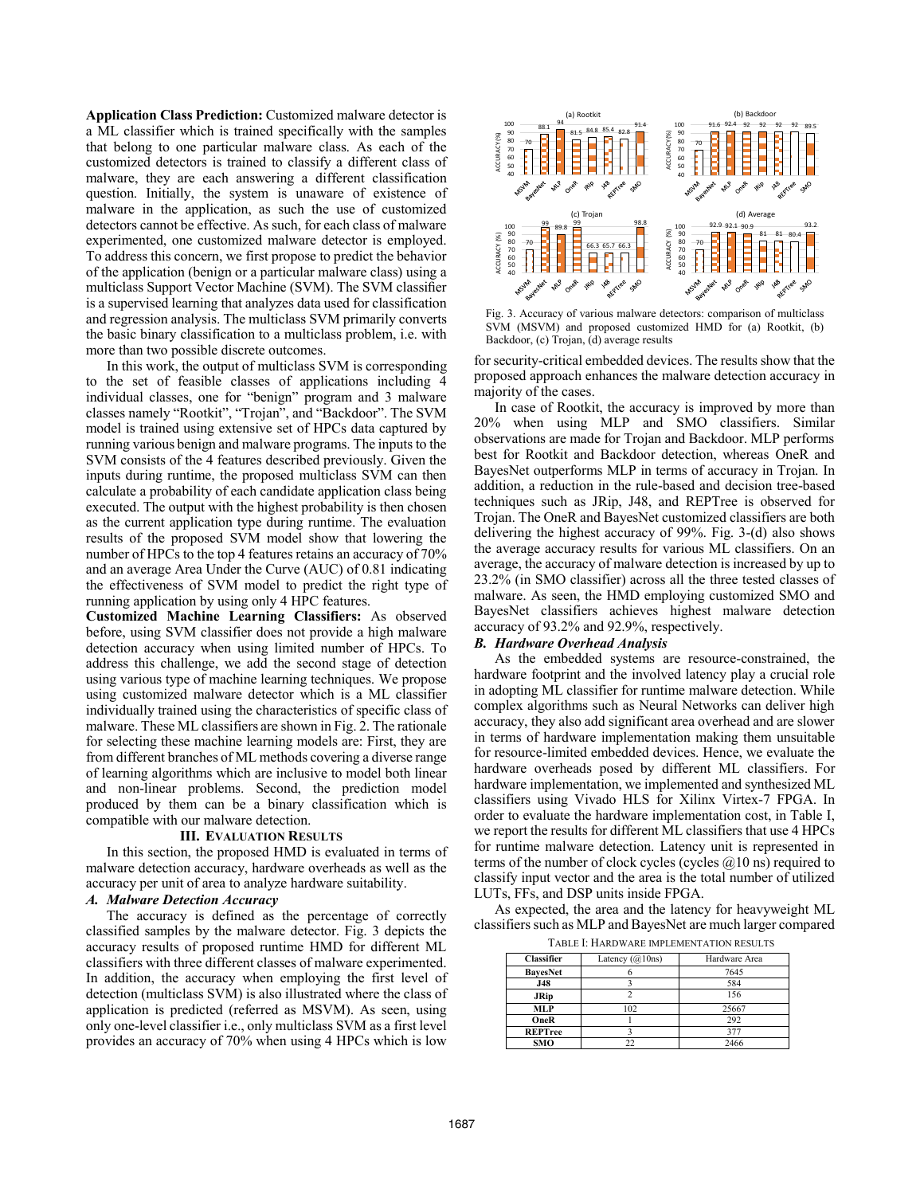**Application Class Prediction:** Customized malware detector is a ML classifier which is trained specifically with the samples that belong to one particular malware class. As each of the customized detectors is trained to classify a different class of malware, they are each answering a different classification question. Initially, the system is unaware of existence of malware in the application, as such, the use of customized detectors cannot be effective. As such, for each class of malware experimented, one customized malware detector is employed. To address this concern, we first propose to predict the behavior of the application (benign or a particular malware class) using a multiclass Support Vector Machine (SVM). The SVM classifier is a supervised learning that analyzes data used for classification and regression analysis. The multiclass SVM primarily converts the basic binary classification to a multiclass problem, i.e. with more than two possible discrete outcomes.

In this work, the output of multiclass SVM is corresponding to the set of feasible classes of applications including 4 individual classes, one for "benign" program and 3 malware classes namely "Rootkit", "Trojan", and "Backdoor". The SVM model is trained using extensive set of HPCs data captured by running various benign and malware programs. The inputs to the SVM consists of the 4 features described previously. Given the inputs during runtime, the proposed multiclass SVM can then calculate a probability of each candidate application class being executed. The output with the highest probability is then chosen as the current application type during runtime. The evaluation results of the proposed SVM model show that lowering the number of HPCs to the top 4 features retains an accuracy of 70% and an average Area Under the Curve (AUC) of 0.81 indicating the effectiveness of SVM model to predict the right type of running application by using only 4 HPC features.

**Customized Machine Learning Classifiers:** As observed before, using SVM classifier does not provide a high malware detection accuracy when using limited number of HPCs. To address this challenge, we add the second stage of detection using various type of machine learning techniques. We propose using customized malware detector which is a ML classifier individually trained using the characteristics of specific class of malware. These ML classifiers are shown in Fig. 2. The rationale for selecting these machine learning models are: First, they are from different branches of ML methods covering a diverse range of learning algorithms which are inclusive to model both linear and non-linear problems. Second, the prediction model produced by them can be a binary classification which is compatible with our malware detection.

## III. Evaluation Results

In this section, the proposed HMD is evaluated in terms of malware detection accuracy, hardware overheads as well as the accuracy per unit of area to analyze hardware suitability.

### A. Malware Detection Accuracy

The accuracy is defined as the percentage of correctly classified samples by the malware detector. Fig. 3 depicts the accuracy results of proposed runtime HMD for different ML classifiers with three different classes of malware experimented. In addition, the accuracy when employing the first level of detection (multiclass SVM) is also illustrated where the class of application is predicted (referred as MSVM). As seen, using only one-level classifier i.e., only multiclass SVM as a first level provides an accuracy of 70% when using 4 HPCs which is low for security-critical embedded devices. The results show that the proposed approach enhances the malware detection accuracy in majority of the cases.

(a) Rootkit
ACCURACY(%)
100 90 80 70 60 50 40
70 88.1 94 81.5 84.8 85.4 82.8 91.4
MSVM BayesNet MLP OneR JRip J48 REPTree SMO

(b) Backdoor
ACCURACY(%)
100 90 80 70 60 50 40
70 91.6 92.4 92 92 92 92 89.5
MSVM BayesNet MLP OneR JRip J48 REPTree SMO

(c) Trojan
ACCURACY (%)
100 90 80 70 60 50 40
70 99 89.8 99 66.3 65.7 66.3 98.8
MSVM BayesNet MLP OneR JRip J48 REPTree SMO

(d) Average
ACCURACY (%)
100 90 80 70 60 50 40
70 92.9 92.1 90.9 81 81 80.4 93.2
MSVM BayesNet MLP OneR JRip J48 REPTree SMO

Fig. 3. Accuracy of various malware detectors: comparison of multiclass SVM (MSVM) and proposed customized HMD for (a) Rootkit, (b) Backdoor, (c) Trojan, (d) average results

In case of Rootkit, the accuracy is improved by more than 20% when using MLP and SMO classifiers. Similar observations are made for Trojan and Backdoor. MLP performs best for Rootkit and Backdoor detection, whereas OneR and BayesNet outperforms MLP in terms of accuracy in Trojan. In addition, a reduction in the rule-based and decision tree-based techniques such as JRip, J48, and REPTree is observed for Trojan. The OneR and BayesNet customized classifiers are both delivering the highest accuracy of 99%. Fig. 3-(d) also shows the average accuracy results for various ML classifiers. On an average, the accuracy of malware detection is increased by up to 23.2% (in SMO classifier) across all the three tested classes of malware. As seen, the HMD employing customized SMO and BayesNet classifiers achieves highest malware detection accuracy of 93.2% and 92.9%, respectively.

### B. Hardware Overhead Analysis

As the embedded systems are resource-constrained, the hardware footprint and the involved latency play a crucial role in adopting ML classifier for runtime malware detection. While complex algorithms such as Neural Networks can deliver high accuracy, they also add significant area overhead and are slower in terms of hardware implementation making them unsuitable for resource-limited embedded devices. Hence, we evaluate the hardware overheads posed by different ML classifiers. For hardware implementation, we implemented and synthesized ML classifiers using Vivado HLS for Xilinx Virtex-7 FPGA. In order to evaluate the hardware implementation cost, in Table I, we report the results for different ML classifiers that use 4 HPCs for runtime malware detection. Latency unit is represented in terms of the number of clock cycles (cycles @10 ns) required to classify input vector and the area is the total number of utilized LUTs, FFs, and DSP units inside FPGA.

As expected, the area and the latency for heavyweight ML classifiers such as MLP and BayesNet are much larger compared

TABLE I: Hardware implementation results

| Classifier | Latency (@10ns) | Hardware Area |
|---|---|---|
| **BayesNet** | 6 | 7645 |
| **J48** | 3 | 584 |
| **JRip** | 2 | 156 |
| **MLP** | 102 | 25667 |
| **OneR** | 1 | 292 |
| **REPTree** | 3 | 377 |
| **SMO** | 22 | 2466 |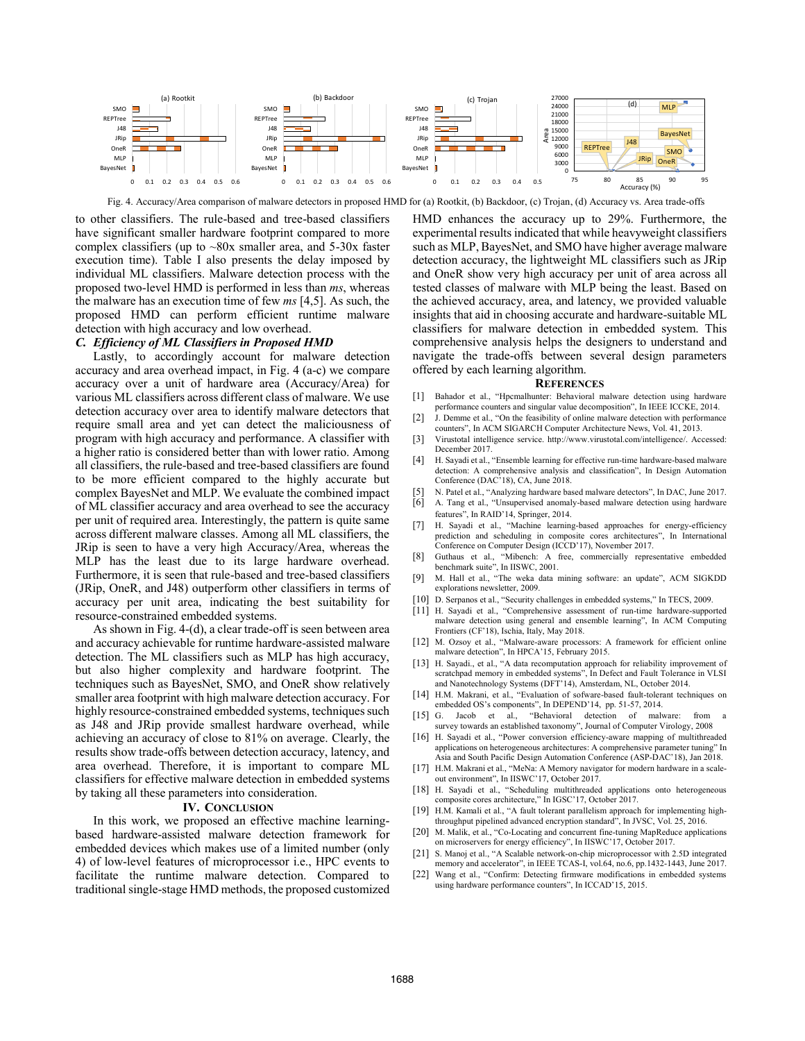(a) Rootkit

SMO
REPTree
J48
JRip
OneR
MLP
BayesNet

0 0.1 0.2 0.3 0.4 0.5 0.6

(b) Backdoor

SMO
REPTree
J48
JRip
OneR
MLP
BayesNet

0 0.1 0.2 0.3 0.4 0.5 0.6

(c) Trojan

SMO
REPTree
J48
JRip
OneR
MLP
BayesNet

0 0.1 0.2 0.3 0.4 0.5

(d)

Area

27000 24000 21000 18000 15000 12000 9000 6000 3000 0

75 80 85 90 95

Accuracy (%)

MLP BayesNet REPTree J48 SMO JRip OneR

Fig. 4. Accuracy/Area comparison of malware detectors in proposed HMD for (a) Rootkit, (b) Backdoor, (c) Trojan, (d) Accuracy vs. Area trade-offs

to other classifiers. The rule-based and tree-based classifiers have significant smaller hardware footprint compared to more complex classifiers (up to ~80x smaller area, and 5-30x faster execution time). Table I also presents the delay imposed by individual ML classifiers. Malware detection process with the proposed two-level HMD is performed in less than *ms*, whereas the malware has an execution time of few *ms* [4,5]. As such, the proposed HMD can perform efficient runtime malware detection with high accuracy and low overhead.

### *C. Efficiency of ML Classifiers in Proposed HMD*

Lastly, to accordingly account for malware detection accuracy and area overhead impact, in Fig. 4 (a-c) we compare accuracy over a unit of hardware area (Accuracy/Area) for various ML classifiers across different class of malware. We use detection accuracy over area to identify malware detectors that require small area and yet can detect the maliciousness of program with high accuracy and performance. A classifier with a higher ratio is considered better than with lower ratio. Among all classifiers, the rule-based and tree-based classifiers are found to be more efficient compared to the highly accurate but complex BayesNet and MLP. We evaluate the combined impact of ML classifier accuracy and area overhead to see the accuracy per unit of required area. Interestingly, the pattern is quite same across different malware classes. Among all ML classifiers, the JRip is seen to have a very high Accuracy/Area, whereas the MLP has the least due to its large hardware overhead. Furthermore, it is seen that rule-based and tree-based classifiers (JRip, OneR, and J48) outperform other classifiers in terms of accuracy per unit area, indicating the best suitability for resource-constrained embedded systems.

As shown in Fig. 4-(d), a clear trade-off is seen between area and accuracy achievable for runtime hardware-assisted malware detection. The ML classifiers such as MLP has high accuracy, but also higher complexity and hardware footprint. The techniques such as BayesNet, SMO, and OneR show relatively smaller area footprint with high malware detection accuracy. For highly resource-constrained embedded systems, techniques such as J48 and JRip provide smallest hardware overhead, while achieving an accuracy of close to 81% on average. Clearly, the results show trade-offs between detection accuracy, latency, and area overhead. Therefore, it is important to compare ML classifiers for effective malware detection in embedded systems by taking all these parameters into consideration.

## IV. Conclusion

In this work, we proposed an effective machine learning-based hardware-assisted malware detection framework for embedded devices which makes use of a limited number (only 4) of low-level features of microprocessor i.e., HPC events to facilitate the runtime malware detection. Compared to traditional single-stage HMD methods, the proposed customized HMD enhances the accuracy up to 29%. Furthermore, the experimental results indicated that while heavyweight classifiers such as MLP, BayesNet, and SMO have higher average malware detection accuracy, the lightweight ML classifiers such as JRip and OneR show very high accuracy per unit of area across all tested classes of malware with MLP being the least. Based on the achieved accuracy, area, and latency, we provided valuable insights that aid in choosing accurate and hardware-suitable ML classifiers for malware detection in embedded system. This comprehensive analysis helps the designers to understand and navigate the trade-offs between several design parameters offered by each learning algorithm.

## References

[1] Bahador et al., "Hpcmalhunter: Behavioral malware detection using hardware performance counters and singular value decomposition", In IEEE ICCKE, 2014.

[2] J. Demme et al., "On the feasibility of online malware detection with performance counters", In ACM SIGARCH Computer Architecture News, Vol. 41, 2013.

[3] Virustotal intelligence service. http://www.virustotal.com/intelligence/. Accessed: December 2017.

[4] H. Sayadi et al., "Ensemble learning for effective run-time hardware-based malware detection: A comprehensive analysis and classification", In Design Automation Conference (DAC'18), CA, June 2018.

[5] N. Patel et al., "Analyzing hardware based malware detectors", In DAC, June 2017.

[6] A. Tang et al., "Unsupervised anomaly-based malware detection using hardware features", In RAID'14, Springer, 2014.

[7] H. Sayadi et al., "Machine learning-based approaches for energy-efficiency prediction and scheduling in composite cores architectures", In International Conference on Computer Design (ICCD'17), November 2017.

[8] Guthaus et al., "Mibench: A free, commercially representative embedded benchmark suite", In IISWC, 2001.

[9] M. Hall et al., "The weka data mining software: an update", ACM SIGKDD explorations newsletter, 2009.

[10] D. Serpanos et al., "Security challenges in embedded systems," In TECS, 2009.

[11] H. Sayadi et al., "Comprehensive assessment of run-time hardware-supported malware detection using general and ensemble learning", In ACM Computing Frontiers (CF'18), Ischia, Italy, May 2018.

[12] M. Ozsoy et al., "Malware-aware processors: A framework for efficient online malware detection", In HPCA'15, February 2015.

[13] H. Sayadi., et al., "A data recomputation approach for reliability improvement of scratchpad memory in embedded systems", In Defect and Fault Tolerance in VLSI and Nanotechnology Systems (DFT'14), Amsterdam, NL, October 2014.

[14] H.M. Makrani, et al., "Evaluation of sofware-based fault-tolerant techniques on embedded OS's components", In DEPEND'14, pp. 51-57, 2014.

[15] G. Jacob et al., "Behavioral detection of malware: from a survey towards an established taxonomy", Journal of Computer Virology, 2008

[16] H. Sayadi et al., "Power conversion efficiency-aware mapping of multithreaded applications on heterogeneous architectures: A comprehensive parameter tuning" In Asia and South Pacific Design Automation Conference (ASP-DAC'18), Jan 2018.

[17] H.M. Makrani et al., "MeNa: A Memory navigator for modern hardware in a scale-out environment", In IISWC'17, October 2017.

[18] H. Sayadi et al., "Scheduling multithreaded applications onto heterogeneous composite cores architecture," In IGSC'17, October 2017.

[19] H.M. Kamali et al., "A fault tolerant parallelism approach for implementing high-throughput pipelined advanced encryption standard", In JVSC, Vol. 25, 2016.

[20] M. Malik, et al., "Co-Locating and concurrent fine-tuning MapReduce applications on microservers for energy efficiency", In IISWC'17, October 2017.

[21] S. Manoj et al., "A Scalable network-on-chip microprocessor with 2.5D integrated memory and accelerator", in IEEE TCAS-I, vol.64, no.6, pp.1432-1443, June 2017.

[22] Wang et al., "Confirm: Detecting firmware modifications in embedded systems using hardware performance counters", In ICCAD'15, 2015.